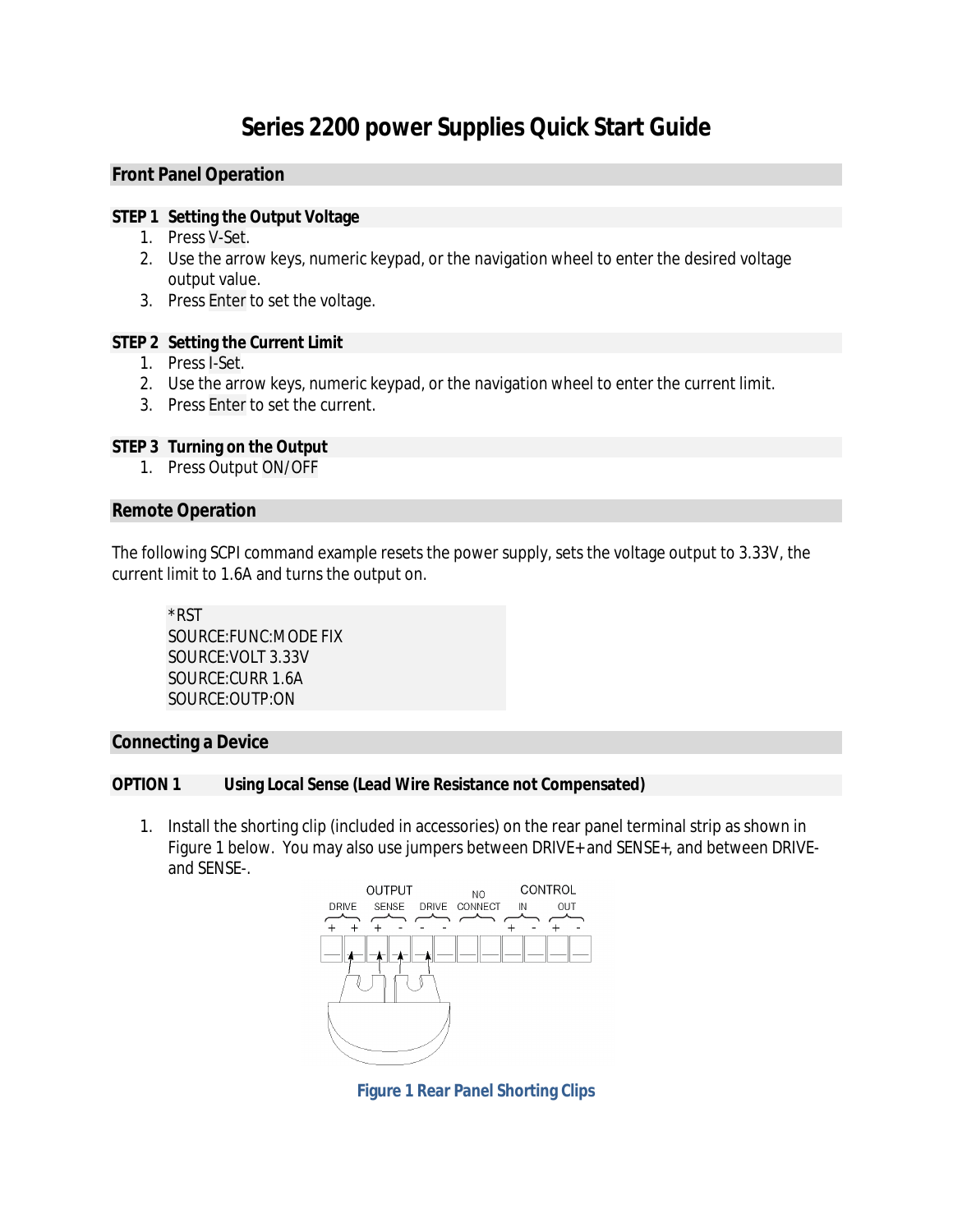# Series 2200 power Supplies Quick Start Guide

## Front Panel Operation

### STEP 1 Setting the Output Voltage

1. Press V-Set.
2. Use the arrow keys, numeric keypad, or the navigation wheel to enter the desired voltage output value.
3. Press Enter to set the voltage.

### STEP 2 Setting the Current Limit

1. Press I-Set.
2. Use the arrow keys, numeric keypad, or the navigation wheel to enter the current limit.
3. Press Enter to set the current.

### STEP 3 Turning on the Output

1. Press Output ON/OFF

## Remote Operation

The following SCPI command example resets the power supply, sets the voltage output to 3.33V, the current limit to 1.6A and turns the output on.

```
*RST
SOURCE:FUNC:MODE FIX
SOURCE:VOLT 3.33V
SOURCE:CURR 1.6A
SOURCE:OUTP:ON
```

## Connecting a Device

### OPTION 1 Using Local Sense (Lead Wire Resistance not Compensated)

1. Install the shorting clip (included in accessories) on the rear panel terminal strip as shown in Figure 1 below. You may also use jumpers between DRIVE+ and SENSE+, and between DRIVE- and SENSE-.

Figure 1 Rear Panel Shorting Clips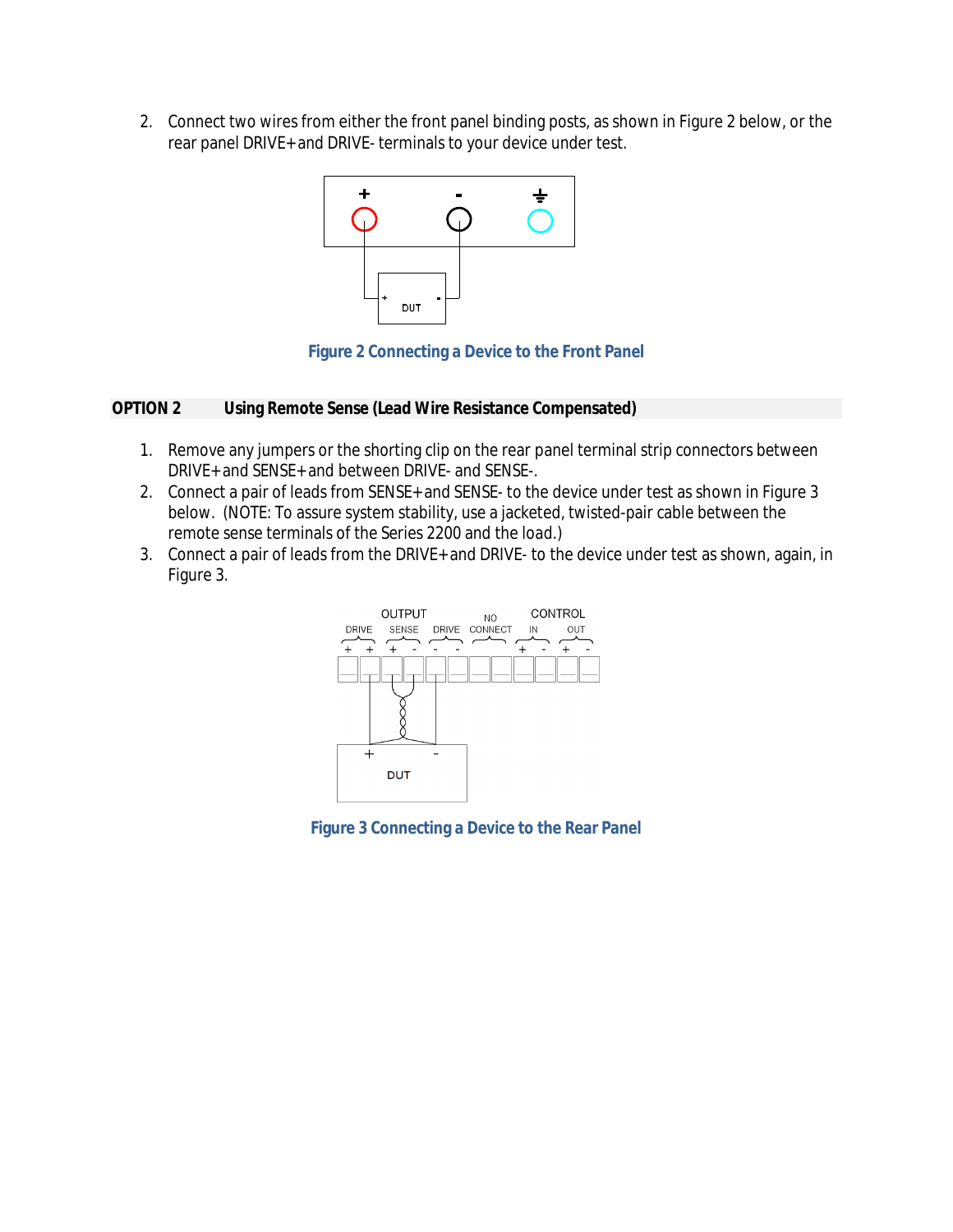2. Connect two wires from either the front panel binding posts, as shown in Figure 2 below, or the rear panel DRIVE+ and DRIVE- terminals to your device under test.

+
-
DUT

**Figure 2 Connecting a Device to the Front Panel**

**OPTION 2 Using Remote Sense (Lead Wire Resistance Compensated)**

1. Remove any jumpers or the shorting clip on the rear panel terminal strip connectors between DRIVE+ and SENSE+ and between DRIVE- and SENSE-.
2. Connect a pair of leads from SENSE+ and SENSE- to the device under test as shown in Figure 3 below. (NOTE: To assure system stability, use a jacketed, twisted-pair cable between the remote sense terminals of the Series 2200 and the load.)
3. Connect a pair of leads from the DRIVE+ and DRIVE- to the device under test as shown, again, in Figure 3.

OUTPUT
DRIVE SENSE DRIVE
NO CONNECT
CONTROL
IN OUT
+ + + - - - + - + -
DUT

**Figure 3 Connecting a Device to the Rear Panel**